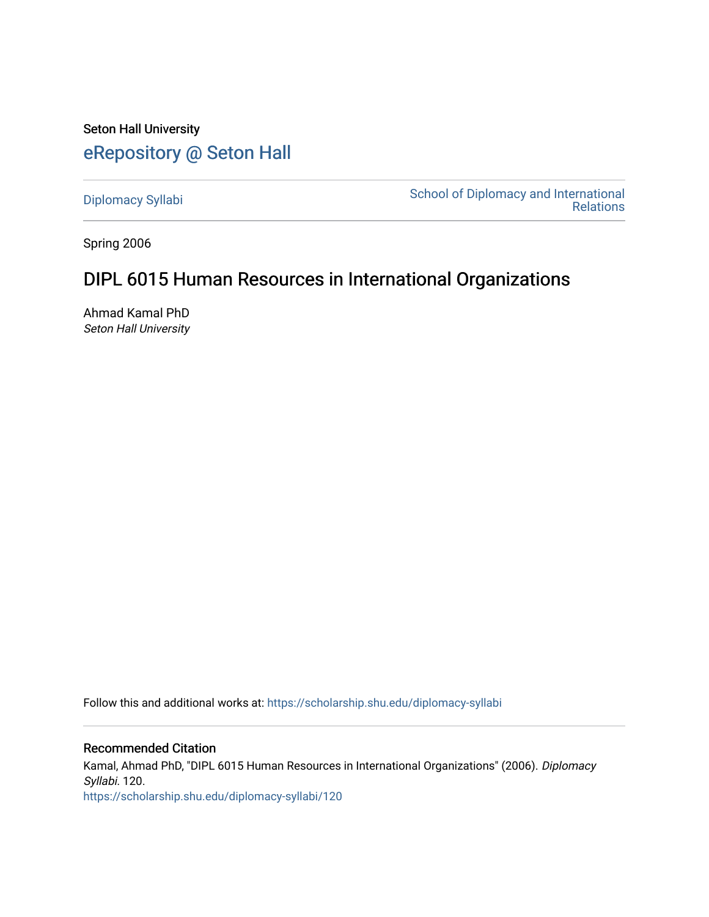Seton Hall University

# eRepository @ Seton Hall

Diplomacy Syllabi

School of Diplomacy and International Relations

Spring 2006

## DIPL 6015 Human Resources in International Organizations

Ahmad Kamal PhD
*Seton Hall University*

Follow this and additional works at: https://scholarship.shu.edu/diplomacy-syllabi

### Recommended Citation

Kamal, Ahmad PhD, "DIPL 6015 Human Resources in International Organizations" (2006). *Diplomacy Syllabi*. 120.
https://scholarship.shu.edu/diplomacy-syllabi/120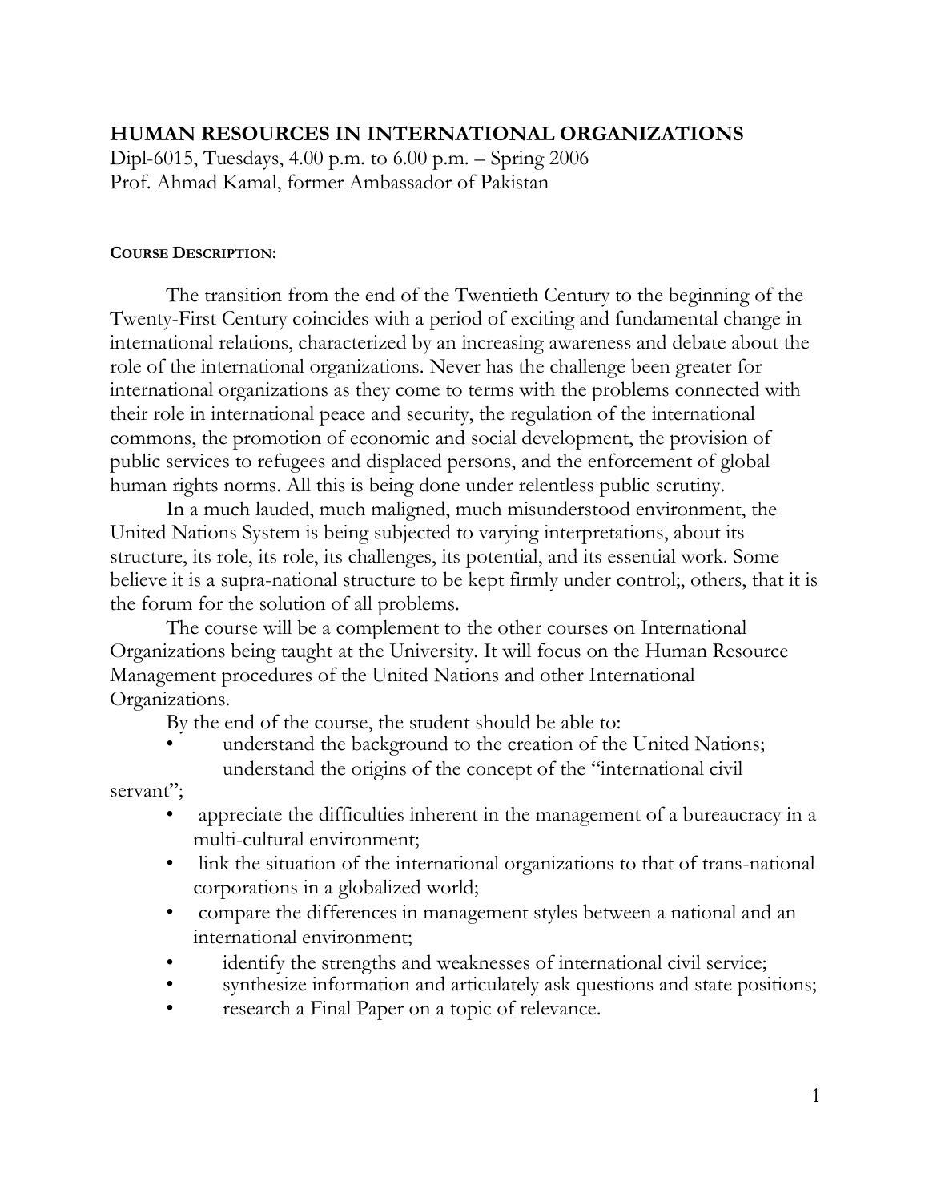**HUMAN RESOURCES IN INTERNATIONAL ORGANIZATIONS**

Dipl-6015, Tuesdays, 4.00 p.m. to 6.00 p.m. – Spring 2006
Prof. Ahmad Kamal, former Ambassador of Pakistan

**COURSE DESCRIPTION:**

The transition from the end of the Twentieth Century to the beginning of the Twenty-First Century coincides with a period of exciting and fundamental change in international relations, characterized by an increasing awareness and debate about the role of the international organizations. Never has the challenge been greater for international organizations as they come to terms with the problems connected with their role in international peace and security, the regulation of the international commons, the promotion of economic and social development, the provision of public services to refugees and displaced persons, and the enforcement of global human rights norms. All this is being done under relentless public scrutiny.

In a much lauded, much maligned, much misunderstood environment, the United Nations System is being subjected to varying interpretations, about its structure, its role, its role, its challenges, its potential, and its essential work. Some believe it is a supra-national structure to be kept firmly under control;, others, that it is the forum for the solution of all problems.

The course will be a complement to the other courses on International Organizations being taught at the University. It will focus on the Human Resource Management procedures of the United Nations and other International Organizations.

By the end of the course, the student should be able to:

- understand the background to the creation of the United Nations; understand the origins of the concept of the "international civil servant";
- appreciate the difficulties inherent in the management of a bureaucracy in a multi-cultural environment;
- link the situation of the international organizations to that of trans-national corporations in a globalized world;
- compare the differences in management styles between a national and an international environment;
- identify the strengths and weaknesses of international civil service;
- synthesize information and articulately ask questions and state positions;
- research a Final Paper on a topic of relevance.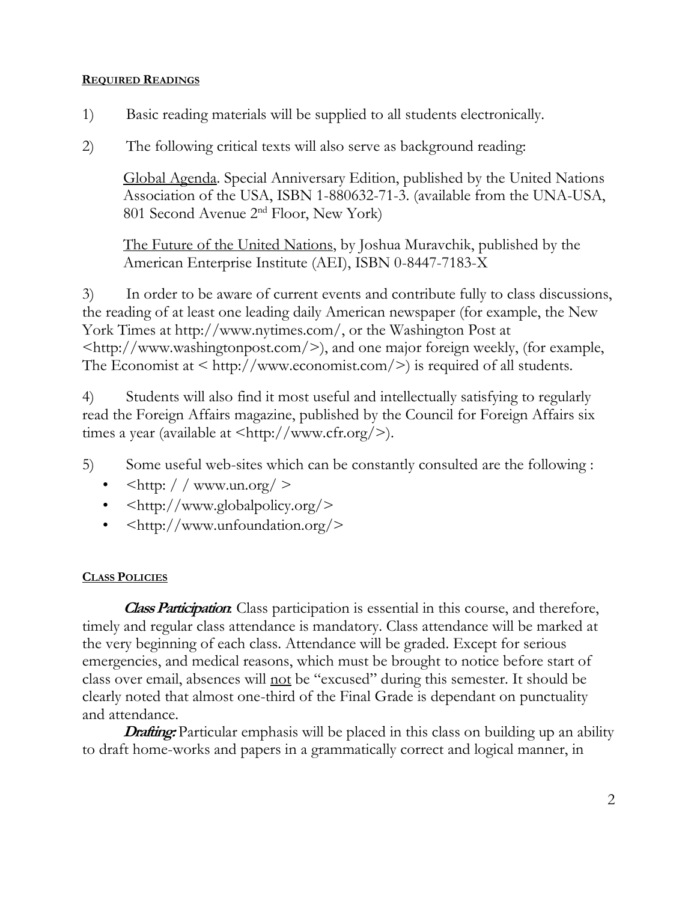**REQUIRED READINGS**

1) Basic reading materials will be supplied to all students electronically.

2) The following critical texts will also serve as background reading:

Global Agenda. Special Anniversary Edition, published by the United Nations Association of the USA, ISBN 1-880632-71-3. (available from the UNA-USA, 801 Second Avenue 2nd Floor, New York)

The Future of the United Nations, by Joshua Muravchik, published by the American Enterprise Institute (AEI), ISBN 0-8447-7183-X

3) In order to be aware of current events and contribute fully to class discussions, the reading of at least one leading daily American newspaper (for example, the New York Times at http://www.nytimes.com/, or the Washington Post at <http://www.washingtonpost.com/>), and one major foreign weekly, (for example, The Economist at < http://www.economist.com/>) is required of all students.

4) Students will also find it most useful and intellectually satisfying to regularly read the Foreign Affairs magazine, published by the Council for Foreign Affairs six times a year (available at <http://www.cfr.org/>).

5) Some useful web-sites which can be constantly consulted are the following :

- <http: / / www.un.org/ >
- <http://www.globalpolicy.org/>
- <http://www.unfoundation.org/>

**CLASS POLICIES**

***Class Participation***: Class participation is essential in this course, and therefore, timely and regular class attendance is mandatory. Class attendance will be marked at the very beginning of each class. Attendance will be graded. Except for serious emergencies, and medical reasons, which must be brought to notice before start of class over email, absences will not be "excused" during this semester. It should be clearly noted that almost one-third of the Final Grade is dependant on punctuality and attendance.

***Drafting:*** Particular emphasis will be placed in this class on building up an ability to draft home-works and papers in a grammatically correct and logical manner, in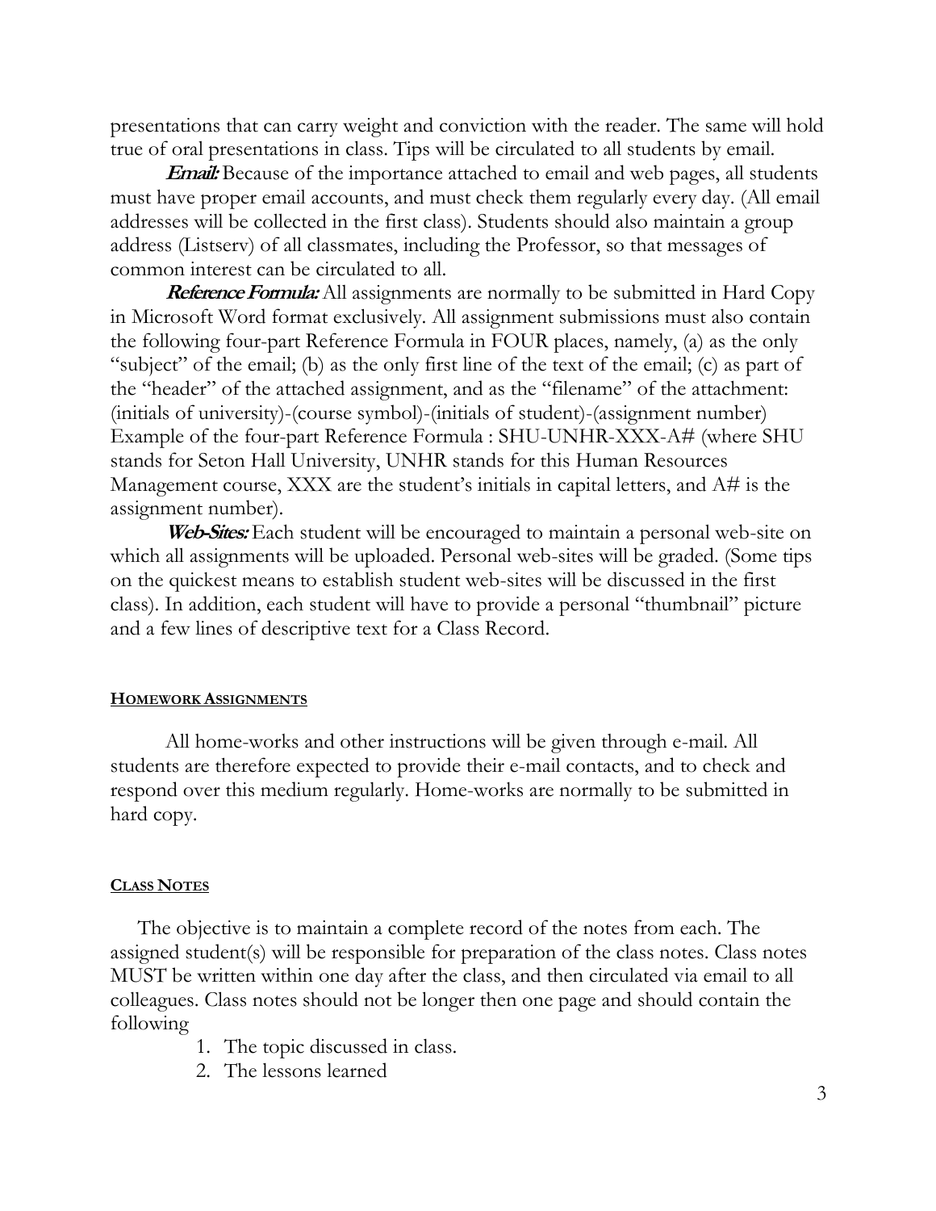presentations that can carry weight and conviction with the reader. The same will hold true of oral presentations in class. Tips will be circulated to all students by email.

***Email:*** Because of the importance attached to email and web pages, all students must have proper email accounts, and must check them regularly every day. (All email addresses will be collected in the first class). Students should also maintain a group address (Listserv) of all classmates, including the Professor, so that messages of common interest can be circulated to all.

***Reference Formula:*** All assignments are normally to be submitted in Hard Copy in Microsoft Word format exclusively. All assignment submissions must also contain the following four-part Reference Formula in FOUR places, namely, (a) as the only "subject" of the email; (b) as the only first line of the text of the email; (c) as part of the "header" of the attached assignment, and as the "filename" of the attachment: (initials of university)-(course symbol)-(initials of student)-(assignment number) Example of the four-part Reference Formula : SHU-UNHR-XXX-A# (where SHU stands for Seton Hall University, UNHR stands for this Human Resources Management course, XXX are the student's initials in capital letters, and A# is the assignment number).

***Web-Sites:*** Each student will be encouraged to maintain a personal web-site on which all assignments will be uploaded. Personal web-sites will be graded. (Some tips on the quickest means to establish student web-sites will be discussed in the first class). In addition, each student will have to provide a personal "thumbnail" picture and a few lines of descriptive text for a Class Record.

## HOMEWORK ASSIGNMENTS

All home-works and other instructions will be given through e-mail. All students are therefore expected to provide their e-mail contacts, and to check and respond over this medium regularly. Home-works are normally to be submitted in hard copy.

## CLASS NOTES

The objective is to maintain a complete record of the notes from each. The assigned student(s) will be responsible for preparation of the class notes. Class notes MUST be written within one day after the class, and then circulated via email to all colleagues. Class notes should not be longer then one page and should contain the following

1. The topic discussed in class.
2. The lessons learned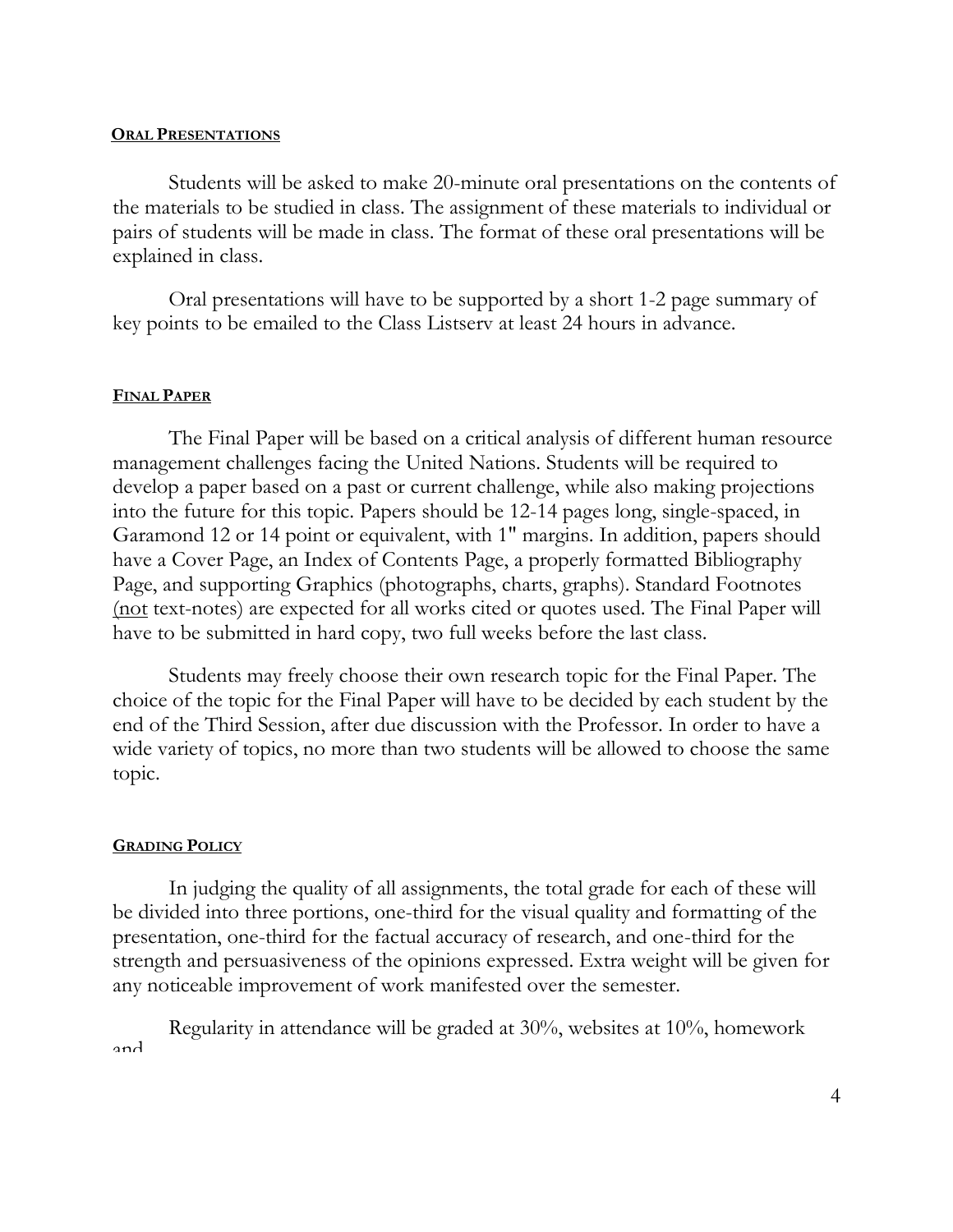## **ORAL PRESENTATIONS**

Students will be asked to make 20-minute oral presentations on the contents of the materials to be studied in class. The assignment of these materials to individual or pairs of students will be made in class. The format of these oral presentations will be explained in class.

Oral presentations will have to be supported by a short 1-2 page summary of key points to be emailed to the Class Listserv at least 24 hours in advance.

## **FINAL PAPER**

The Final Paper will be based on a critical analysis of different human resource management challenges facing the United Nations. Students will be required to develop a paper based on a past or current challenge, while also making projections into the future for this topic. Papers should be 12-14 pages long, single-spaced, in Garamond 12 or 14 point or equivalent, with 1" margins. In addition, papers should have a Cover Page, an Index of Contents Page, a properly formatted Bibliography Page, and supporting Graphics (photographs, charts, graphs). Standard Footnotes (not text-notes) are expected for all works cited or quotes used. The Final Paper will have to be submitted in hard copy, two full weeks before the last class.

Students may freely choose their own research topic for the Final Paper. The choice of the topic for the Final Paper will have to be decided by each student by the end of the Third Session, after due discussion with the Professor. In order to have a wide variety of topics, no more than two students will be allowed to choose the same topic.

## **GRADING POLICY**

In judging the quality of all assignments, the total grade for each of these will be divided into three portions, one-third for the visual quality and formatting of the presentation, one-third for the factual accuracy of research, and one-third for the strength and persuasiveness of the opinions expressed. Extra weight will be given for any noticeable improvement of work manifested over the semester.

Regularity in attendance will be graded at 30%, websites at 10%, homework and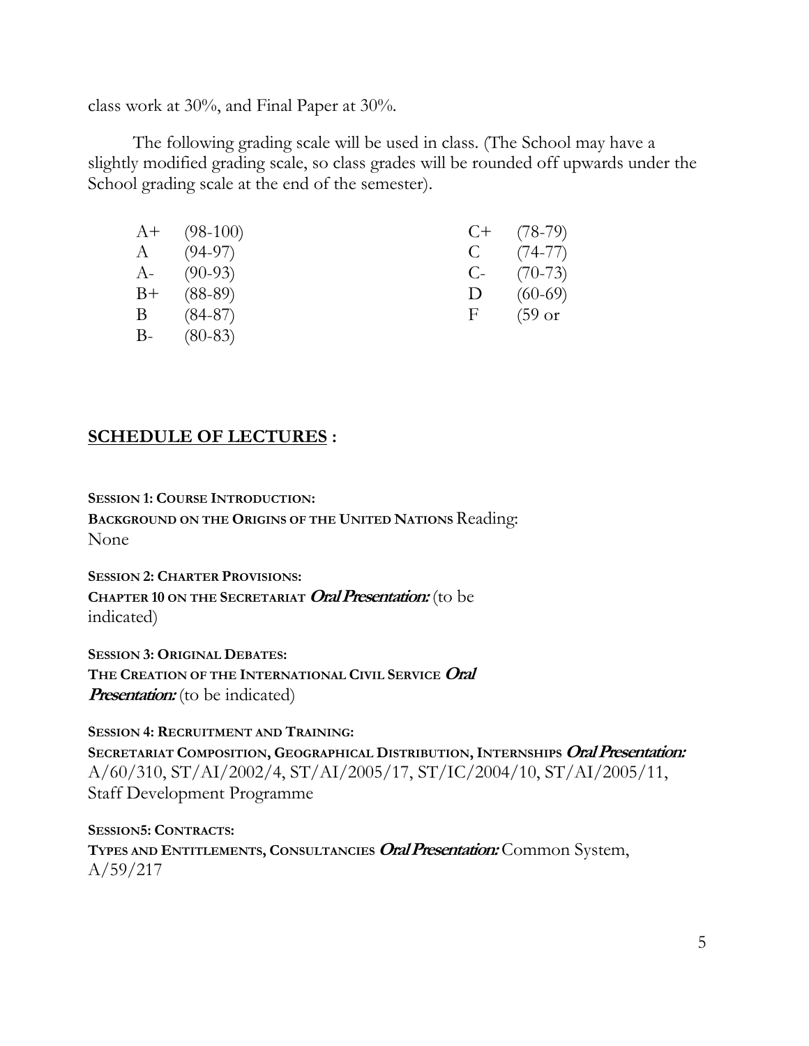class work at 30%, and Final Paper at 30%.

The following grading scale will be used in class. (The School may have a slightly modified grading scale, so class grades will be rounded off upwards under the School grading scale at the end of the semester).

| | | | |
|---|---|---|---|
| A+ | (98-100) | C+ | (78-79) |
| A | (94-97) | C | (74-77) |
| A- | (90-93) | C- | (70-73) |
| B+ | (88-89) | D | (60-69) |
| B | (84-87) | F | (59 or |
| B- | (80-83) | | |

## SCHEDULE OF LECTURES :

**SESSION 1: COURSE INTRODUCTION:**
**BACKGROUND ON THE ORIGINS OF THE UNITED NATIONS** Reading: None

**SESSION 2: CHARTER PROVISIONS:**
**CHAPTER 10 ON THE SECRETARIAT** ***Oral Presentation:*** (to be indicated)

**SESSION 3: ORIGINAL DEBATES:**
**THE CREATION OF THE INTERNATIONAL CIVIL SERVICE** ***Oral Presentation:*** (to be indicated)

**SESSION 4: RECRUITMENT AND TRAINING:**
**SECRETARIAT COMPOSITION, GEOGRAPHICAL DISTRIBUTION, INTERNSHIPS** ***Oral Presentation:*** A/60/310, ST/AI/2002/4, ST/AI/2005/17, ST/IC/2004/10, ST/AI/2005/11, Staff Development Programme

**SESSION5: CONTRACTS:**
**TYPES AND ENTITLEMENTS, CONSULTANCIES** ***Oral Presentation:*** Common System, A/59/217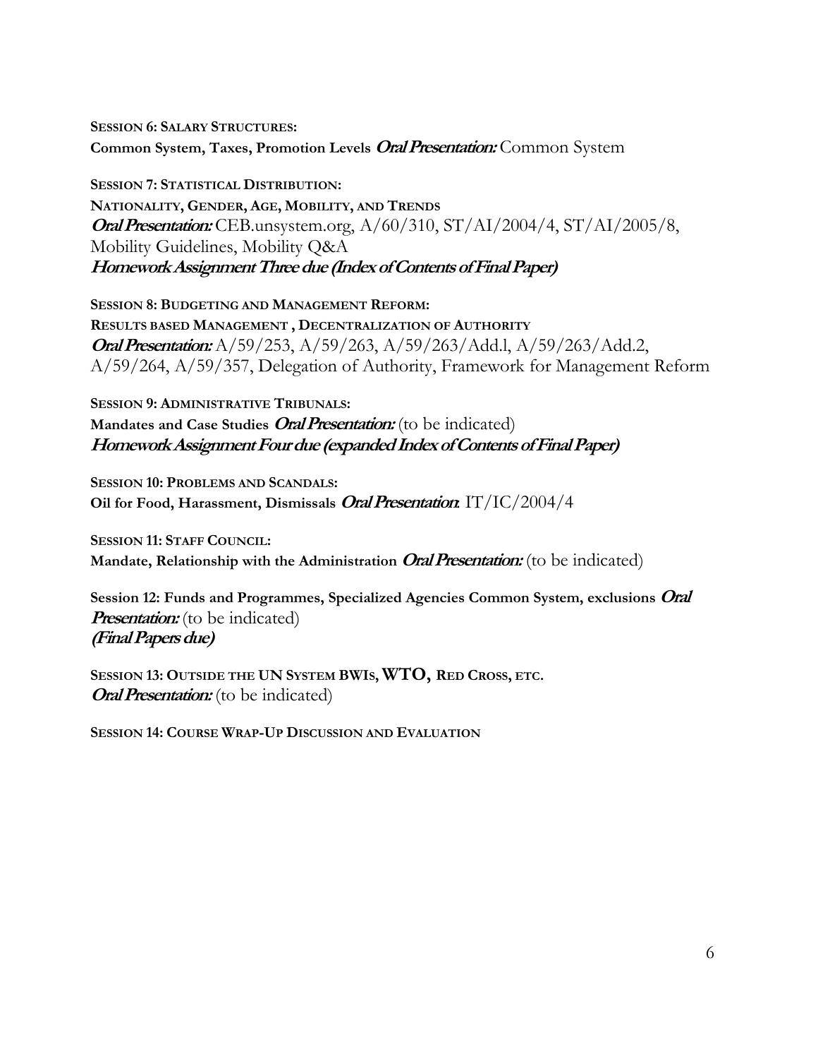**SESSION 6: SALARY STRUCTURES:**
**Common System, Taxes, Promotion Levels** ***Oral Presentation:*** Common System

**SESSION 7: STATISTICAL DISTRIBUTION:**
**NATIONALITY, GENDER, AGE, MOBILITY, AND TRENDS**
***Oral Presentation:*** CEB.unsystem.org, A/60/310, ST/AI/2004/4, ST/AI/2005/8, Mobility Guidelines, Mobility Q&A
***Homework Assignment Three due (Index of Contents of Final Paper)***

**SESSION 8: BUDGETING AND MANAGEMENT REFORM:**
**RESULTS BASED MANAGEMENT , DECENTRALIZATION OF AUTHORITY**
***Oral Presentation:*** A/59/253, A/59/263, A/59/263/Add.l, A/59/263/Add.2, A/59/264, A/59/357, Delegation of Authority, Framework for Management Reform

**SESSION 9: ADMINISTRATIVE TRIBUNALS:**
**Mandates and Case Studies** ***Oral Presentation:*** (to be indicated)
***Homework Assignment Four due (expanded Index of Contents of Final Paper)***

**SESSION 10: PROBLEMS AND SCANDALS:**
**Oil for Food, Harassment, Dismissals** ***Oral Presentation*:** IT/IC/2004/4

**SESSION 11: STAFF COUNCIL:**
**Mandate, Relationship with the Administration** ***Oral Presentation:*** (to be indicated)

**Session 12: Funds and Programmes, Specialized Agencies Common System, exclusions** ***Oral Presentation:*** (to be indicated)
***(Final Papers due)***

**SESSION 13: OUTSIDE THE UN SYSTEM BWIS, WTO, RED CROSS, ETC.**
***Oral Presentation:*** (to be indicated)

**SESSION 14: COURSE WRAP-UP DISCUSSION AND EVALUATION**